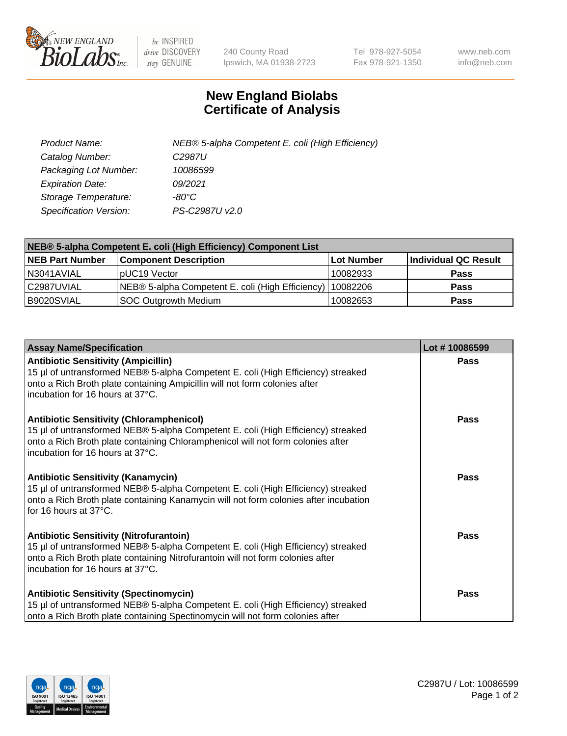# New England Biolabs
# Certificate of Analysis

| | |
|---|---|
| *Product Name:* | *NEB® 5-alpha Competent E. coli (High Efficiency)* |
| *Catalog Number:* | *C2987U* |
| *Packaging Lot Number:* | *10086599* |
| *Expiration Date:* | *09/2021* |
| *Storage Temperature:* | *-80°C* |
| *Specification Version:* | *PS-C2987U v2.0* |

| **NEB® 5-alpha Competent E. coli (High Efficiency) Component List** | | | |
|---|---|---|---|
| **NEB Part Number** | **Component Description** | **Lot Number** | **Individual QC Result** |
| N3041AVIAL | pUC19 Vector | 10082933 | **Pass** |
| C2987UVIAL | NEB® 5-alpha Competent E. coli (High Efficiency) | 10082206 | **Pass** |
| B9020SVIAL | SOC Outgrowth Medium | 10082653 | **Pass** |

| **Assay Name/Specification** | **Lot # 10086599** |
|---|---|
| **Antibiotic Sensitivity (Ampicillin)** 15 µl of untransformed NEB® 5-alpha Competent E. coli (High Efficiency) streaked onto a Rich Broth plate containing Ampicillin will not form colonies after incubation for 16 hours at 37°C. | **Pass** |
| **Antibiotic Sensitivity (Chloramphenicol)** 15 µl of untransformed NEB® 5-alpha Competent E. coli (High Efficiency) streaked onto a Rich Broth plate containing Chloramphenicol will not form colonies after incubation for 16 hours at 37°C. | **Pass** |
| **Antibiotic Sensitivity (Kanamycin)** 15 µl of untransformed NEB® 5-alpha Competent E. coli (High Efficiency) streaked onto a Rich Broth plate containing Kanamycin will not form colonies after incubation for 16 hours at 37°C. | **Pass** |
| **Antibiotic Sensitivity (Nitrofurantoin)** 15 µl of untransformed NEB® 5-alpha Competent E. coli (High Efficiency) streaked onto a Rich Broth plate containing Nitrofurantoin will not form colonies after incubation for 16 hours at 37°C. | **Pass** |
| **Antibiotic Sensitivity (Spectinomycin)** 15 µl of untransformed NEB® 5-alpha Competent E. coli (High Efficiency) streaked onto a Rich Broth plate containing Spectinomycin will not form colonies after | **Pass** |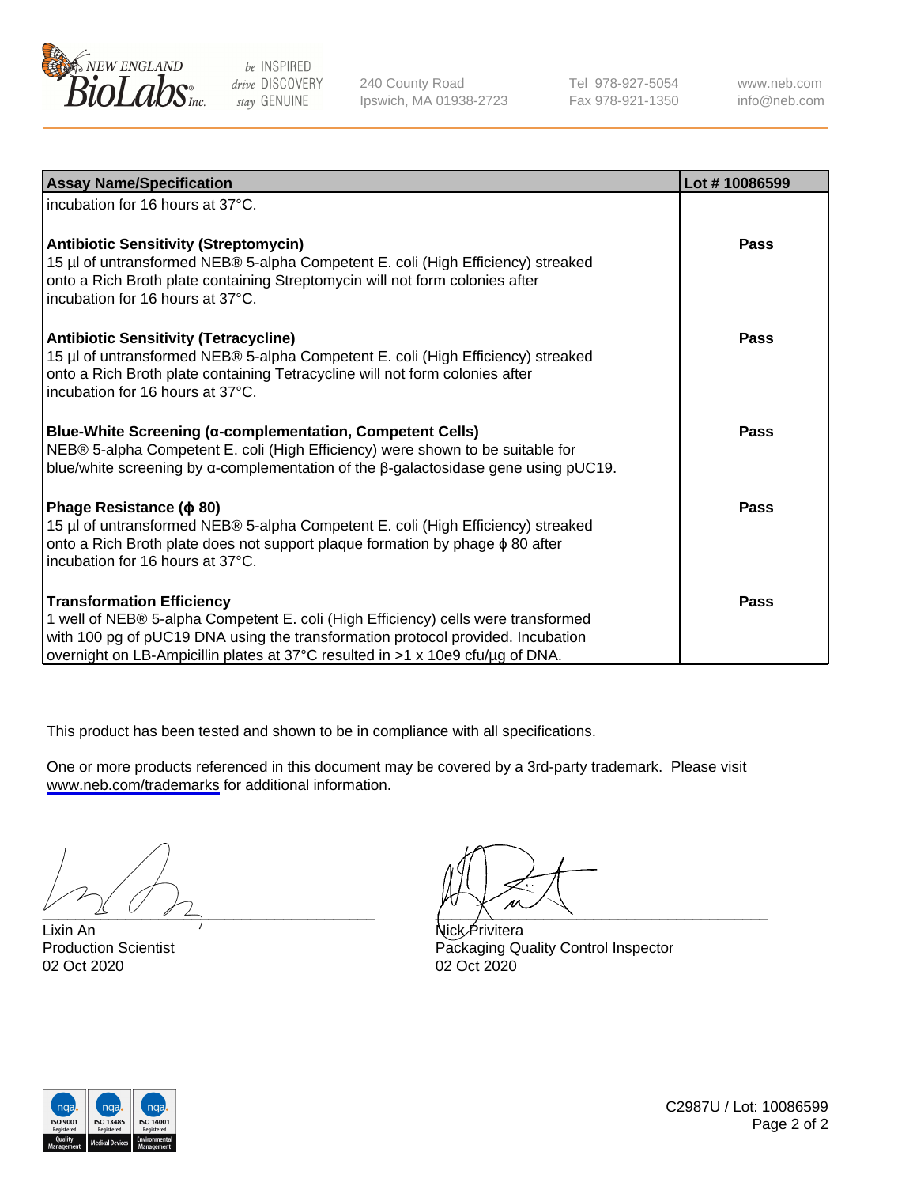| Assay Name/Specification | Lot # 10086599 |
| --- | --- |
| incubation for 16 hours at 37°C. | |
| **Antibiotic Sensitivity (Streptomycin)**<br>15 µl of untransformed NEB® 5-alpha Competent E. coli (High Efficiency) streaked onto a Rich Broth plate containing Streptomycin will not form colonies after incubation for 16 hours at 37°C. | **Pass** |
| **Antibiotic Sensitivity (Tetracycline)**<br>15 µl of untransformed NEB® 5-alpha Competent E. coli (High Efficiency) streaked onto a Rich Broth plate containing Tetracycline will not form colonies after incubation for 16 hours at 37°C. | **Pass** |
| **Blue-White Screening (α-complementation, Competent Cells)**<br>NEB® 5-alpha Competent E. coli (High Efficiency) were shown to be suitable for blue/white screening by α-complementation of the β-galactosidase gene using pUC19. | **Pass** |
| **Phage Resistance (ϕ 80)**<br>15 µl of untransformed NEB® 5-alpha Competent E. coli (High Efficiency) streaked onto a Rich Broth plate does not support plaque formation by phage ϕ 80 after incubation for 16 hours at 37°C. | **Pass** |
| **Transformation Efficiency**<br>1 well of NEB® 5-alpha Competent E. coli (High Efficiency) cells were transformed with 100 pg of pUC19 DNA using the transformation protocol provided. Incubation overnight on LB-Ampicillin plates at 37°C resulted in >1 x 10e9 cfu/µg of DNA. | **Pass** |

This product has been tested and shown to be in compliance with all specifications.

One or more products referenced in this document may be covered by a 3rd-party trademark. Please visit www.neb.com/trademarks for additional information.

Lixin An
Production Scientist
02 Oct 2020

Nick Privitera
Packaging Quality Control Inspector
02 Oct 2020

C2987U / Lot: 10086599